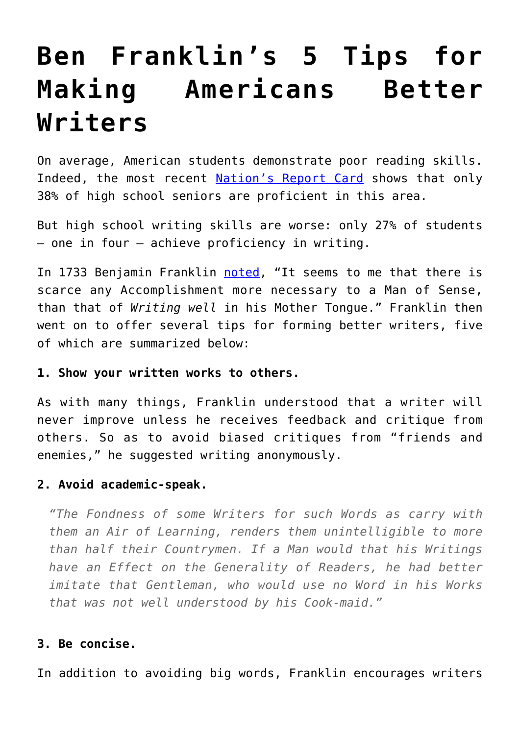# Ben Franklin's 5 Tips for Making Americans Better Writers

On average, American students demonstrate poor reading skills. Indeed, the most recent [Nation's Report Card](Nation's Report Card) shows that only 38% of high school seniors are proficient in this area.

But high school writing skills are worse: only 27% of students – one in four – achieve proficiency in writing.

In 1733 Benjamin Franklin [noted](noted), "It seems to me that there is scarce any Accomplishment more necessary to a Man of Sense, than that of *Writing well* in his Mother Tongue." Franklin then went on to offer several tips for forming better writers, five of which are summarized below:

**1. Show your written works to others.**

As with many things, Franklin understood that a writer will never improve unless he receives feedback and critique from others. So as to avoid biased critiques from "friends and enemies," he suggested writing anonymously.

**2. Avoid academic-speak.**

> *"The Fondness of some Writers for such Words as carry with them an Air of Learning, renders them unintelligible to more than half their Countrymen. If a Man would that his Writings have an Effect on the Generality of Readers, he had better imitate that Gentleman, who would use no Word in his Works that was not well understood by his Cook-maid."*

**3. Be concise.**

In addition to avoiding big words, Franklin encourages writers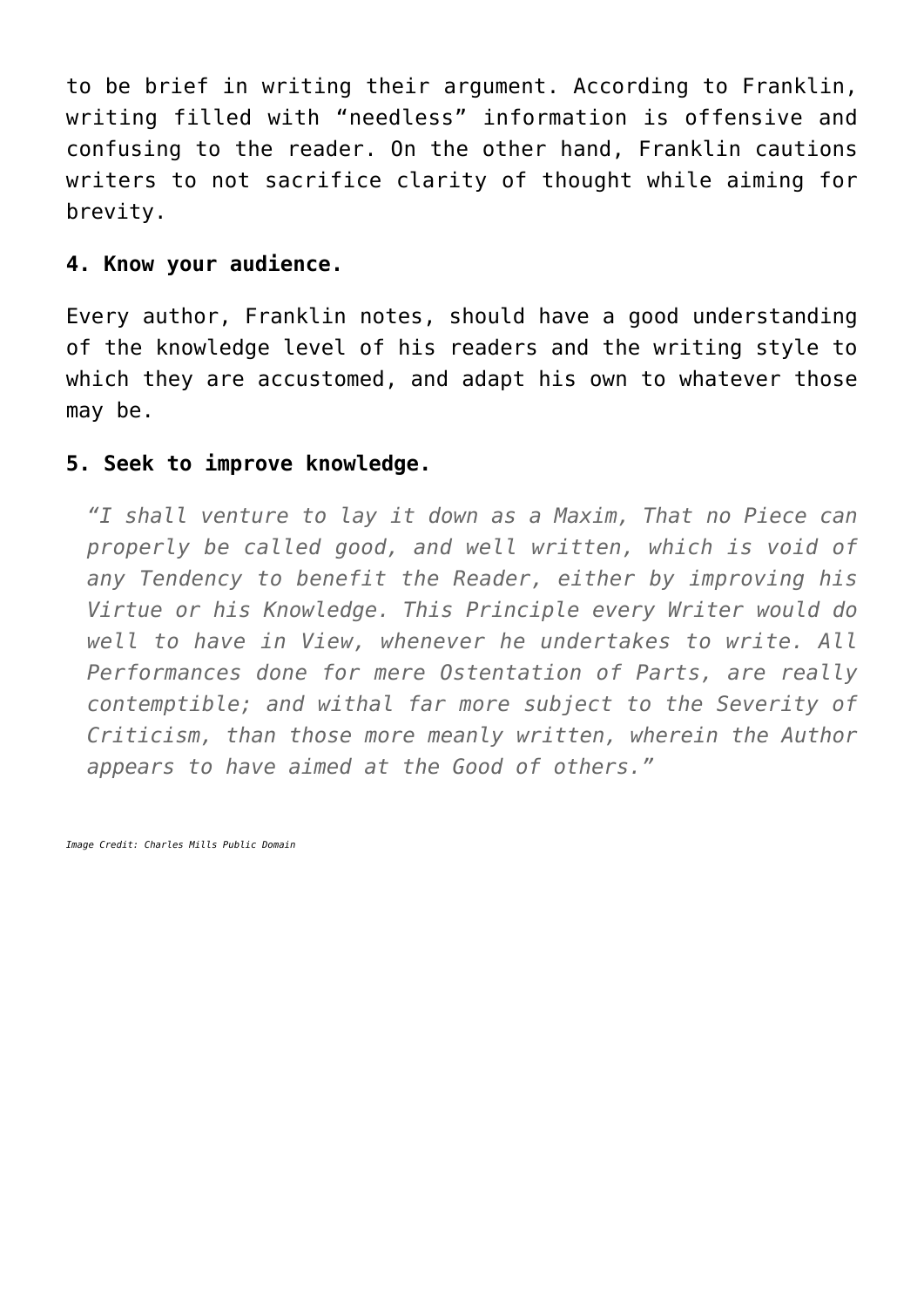to be brief in writing their argument. According to Franklin, writing filled with “needless” information is offensive and confusing to the reader. On the other hand, Franklin cautions writers to not sacrifice clarity of thought while aiming for brevity.

**4. Know your audience.**

Every author, Franklin notes, should have a good understanding of the knowledge level of his readers and the writing style to which they are accustomed, and adapt his own to whatever those may be.

**5. Seek to improve knowledge.**

> *“I shall venture to lay it down as a Maxim, That no Piece can properly be called good, and well written, which is void of any Tendency to benefit the Reader, either by improving his Virtue or his Knowledge. This Principle every Writer would do well to have in View, whenever he undertakes to write. All Performances done for mere Ostentation of Parts, are really contemptible; and withal far more subject to the Severity of Criticism, than those more meanly written, wherein the Author appears to have aimed at the Good of others.”*

*Image Credit: Charles Mills Public Domain*